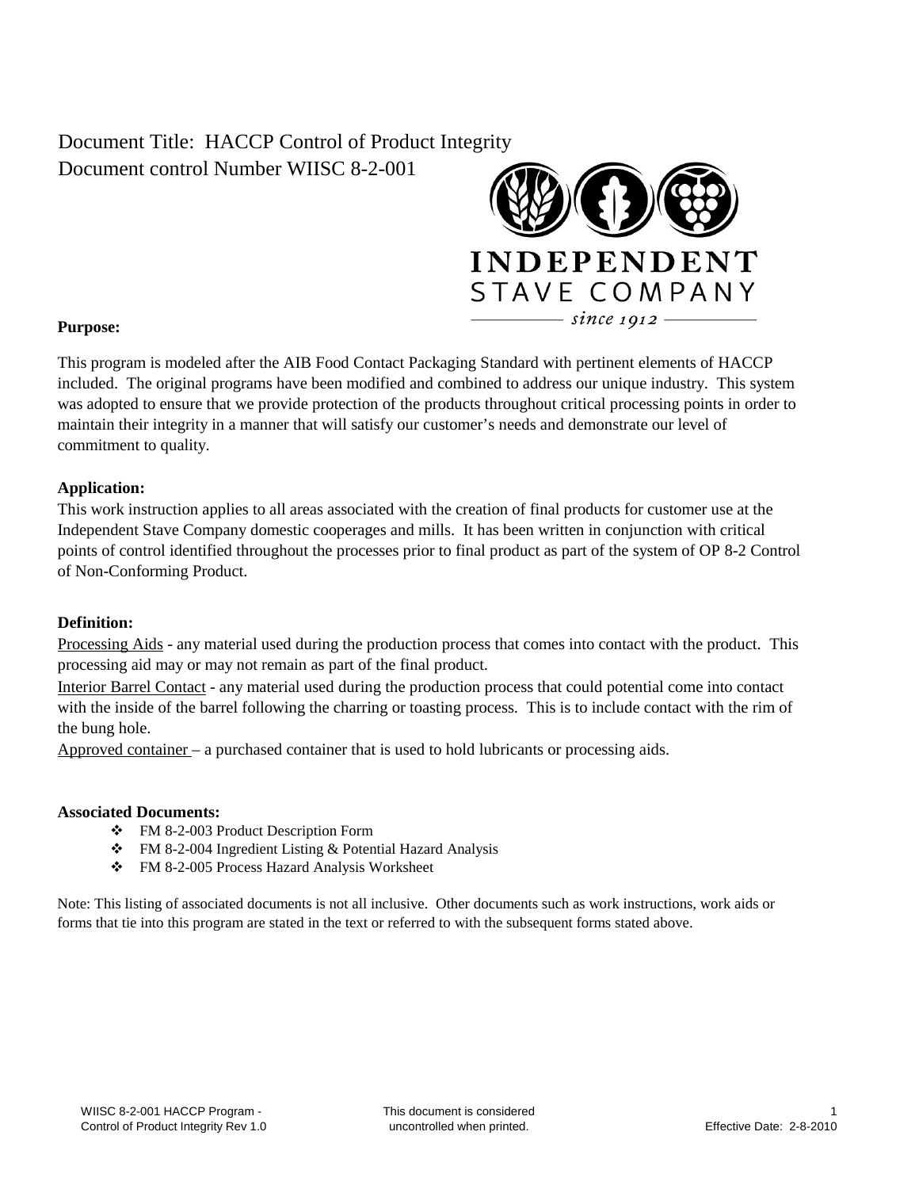Document Title: HACCP Control of Product Integrity
Document control Number WIISC 8-2-001

INDEPENDENT
STAVE COMPANY
since 1912

**Purpose:**

This program is modeled after the AIB Food Contact Packaging Standard with pertinent elements of HACCP included. The original programs have been modified and combined to address our unique industry. This system was adopted to ensure that we provide protection of the products throughout critical processing points in order to maintain their integrity in a manner that will satisfy our customer's needs and demonstrate our level of commitment to quality.

**Application:**

This work instruction applies to all areas associated with the creation of final products for customer use at the Independent Stave Company domestic cooperages and mills. It has been written in conjunction with critical points of control identified throughout the processes prior to final product as part of the system of OP 8-2 Control of Non-Conforming Product.

**Definition:**

Processing Aids - any material used during the production process that comes into contact with the product. This processing aid may or may not remain as part of the final product.

Interior Barrel Contact - any material used during the production process that could potential come into contact with the inside of the barrel following the charring or toasting process. This is to include contact with the rim of the bung hole.

Approved container – a purchased container that is used to hold lubricants or processing aids.

**Associated Documents:**

- FM 8-2-003 Product Description Form
- FM 8-2-004 Ingredient Listing & Potential Hazard Analysis
- FM 8-2-005 Process Hazard Analysis Worksheet

Note: This listing of associated documents is not all inclusive. Other documents such as work instructions, work aids or forms that tie into this program are stated in the text or referred to with the subsequent forms stated above.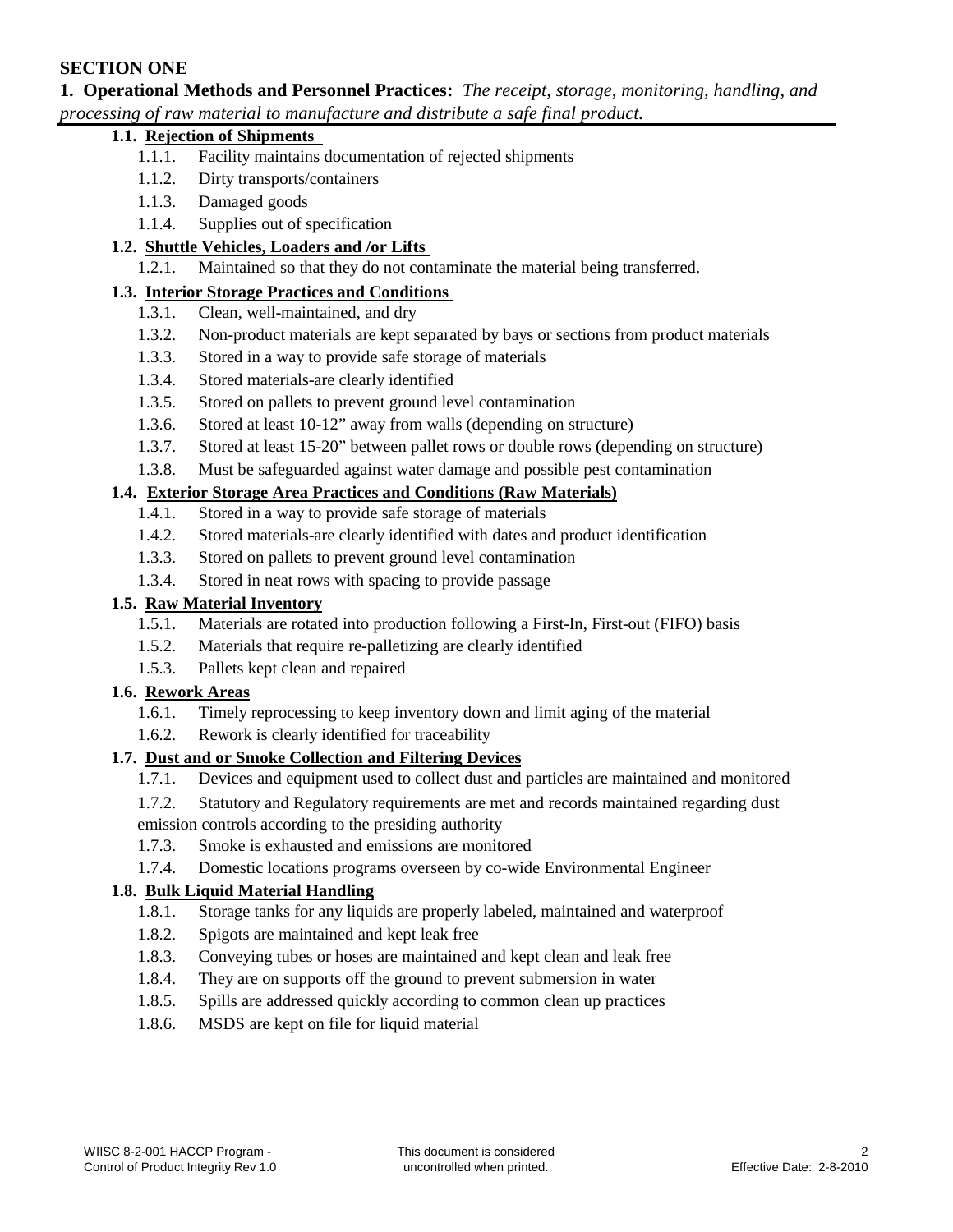## SECTION ONE

**1. Operational Methods and Personnel Practices:** *The receipt, storage, monitoring, handling, and processing of raw material to manufacture and distribute a safe final product.*

### 1.1. Rejection of Shipments

- 1.1.1. Facility maintains documentation of rejected shipments
- 1.1.2. Dirty transports/containers
- 1.1.3. Damaged goods
- 1.1.4. Supplies out of specification

### 1.2. Shuttle Vehicles, Loaders and /or Lifts

- 1.2.1. Maintained so that they do not contaminate the material being transferred.

### 1.3. Interior Storage Practices and Conditions

- 1.3.1. Clean, well-maintained, and dry
- 1.3.2. Non-product materials are kept separated by bays or sections from product materials
- 1.3.3. Stored in a way to provide safe storage of materials
- 1.3.4. Stored materials-are clearly identified
- 1.3.5. Stored on pallets to prevent ground level contamination
- 1.3.6. Stored at least 10-12" away from walls (depending on structure)
- 1.3.7. Stored at least 15-20" between pallet rows or double rows (depending on structure)
- 1.3.8. Must be safeguarded against water damage and possible pest contamination

### 1.4. Exterior Storage Area Practices and Conditions (Raw Materials)

- 1.4.1. Stored in a way to provide safe storage of materials
- 1.4.2. Stored materials-are clearly identified with dates and product identification
- 1.3.3. Stored on pallets to prevent ground level contamination
- 1.3.4. Stored in neat rows with spacing to provide passage

### 1.5. Raw Material Inventory

- 1.5.1. Materials are rotated into production following a First-In, First-out (FIFO) basis
- 1.5.2. Materials that require re-palletizing are clearly identified
- 1.5.3. Pallets kept clean and repaired

### 1.6. Rework Areas

- 1.6.1. Timely reprocessing to keep inventory down and limit aging of the material
- 1.6.2. Rework is clearly identified for traceability

### 1.7. Dust and or Smoke Collection and Filtering Devices

- 1.7.1. Devices and equipment used to collect dust and particles are maintained and monitored
- 1.7.2. Statutory and Regulatory requirements are met and records maintained regarding dust emission controls according to the presiding authority
- 1.7.3. Smoke is exhausted and emissions are monitored
- 1.7.4. Domestic locations programs overseen by co-wide Environmental Engineer

### 1.8. Bulk Liquid Material Handling

- 1.8.1. Storage tanks for any liquids are properly labeled, maintained and waterproof
- 1.8.2. Spigots are maintained and kept leak free
- 1.8.3. Conveying tubes or hoses are maintained and kept clean and leak free
- 1.8.4. They are on supports off the ground to prevent submersion in water
- 1.8.5. Spills are addressed quickly according to common clean up practices
- 1.8.6. MSDS are kept on file for liquid material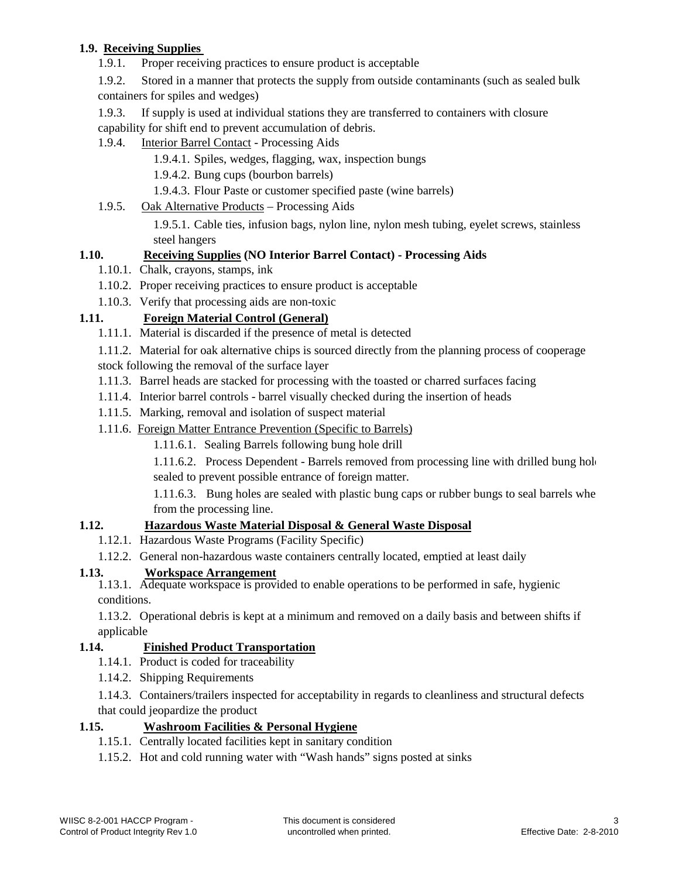**1.9. Receiving Supplies**

1.9.1. Proper receiving practices to ensure product is acceptable

1.9.2. Stored in a manner that protects the supply from outside contaminants (such as sealed bulk containers for spiles and wedges)

1.9.3. If supply is used at individual stations they are transferred to containers with closure capability for shift end to prevent accumulation of debris.

1.9.4. Interior Barrel Contact - Processing Aids

- 1.9.4.1. Spiles, wedges, flagging, wax, inspection bungs
- 1.9.4.2. Bung cups (bourbon barrels)
- 1.9.4.3. Flour Paste or customer specified paste (wine barrels)

1.9.5. Oak Alternative Products – Processing Aids

- 1.9.5.1. Cable ties, infusion bags, nylon line, nylon mesh tubing, eyelet screws, stainless steel hangers

**1.10. Receiving Supplies (NO Interior Barrel Contact) - Processing Aids**

1.10.1. Chalk, crayons, stamps, ink

1.10.2. Proper receiving practices to ensure product is acceptable

1.10.3. Verify that processing aids are non-toxic

**1.11. Foreign Material Control (General)**

1.11.1. Material is discarded if the presence of metal is detected

1.11.2. Material for oak alternative chips is sourced directly from the planning process of cooperage stock following the removal of the surface layer

1.11.3. Barrel heads are stacked for processing with the toasted or charred surfaces facing

1.11.4. Interior barrel controls - barrel visually checked during the insertion of heads

1.11.5. Marking, removal and isolation of suspect material

1.11.6. Foreign Matter Entrance Prevention (Specific to Barrels)

- 1.11.6.1. Sealing Barrels following bung hole drill
- 1.11.6.2. Process Dependent - Barrels removed from processing line with drilled bung hole sealed to prevent possible entrance of foreign matter.
- 1.11.6.3. Bung holes are sealed with plastic bung caps or rubber bungs to seal barrels when from the processing line.

**1.12. Hazardous Waste Material Disposal & General Waste Disposal**

1.12.1. Hazardous Waste Programs (Facility Specific)

1.12.2. General non-hazardous waste containers centrally located, emptied at least daily

**1.13. Workspace Arrangement**

1.13.1. Adequate workspace is provided to enable operations to be performed in safe, hygienic conditions.

1.13.2. Operational debris is kept at a minimum and removed on a daily basis and between shifts if applicable

**1.14. Finished Product Transportation**

1.14.1. Product is coded for traceability

1.14.2. Shipping Requirements

1.14.3. Containers/trailers inspected for acceptability in regards to cleanliness and structural defects that could jeopardize the product

**1.15. Washroom Facilities & Personal Hygiene**

1.15.1. Centrally located facilities kept in sanitary condition

1.15.2. Hot and cold running water with "Wash hands" signs posted at sinks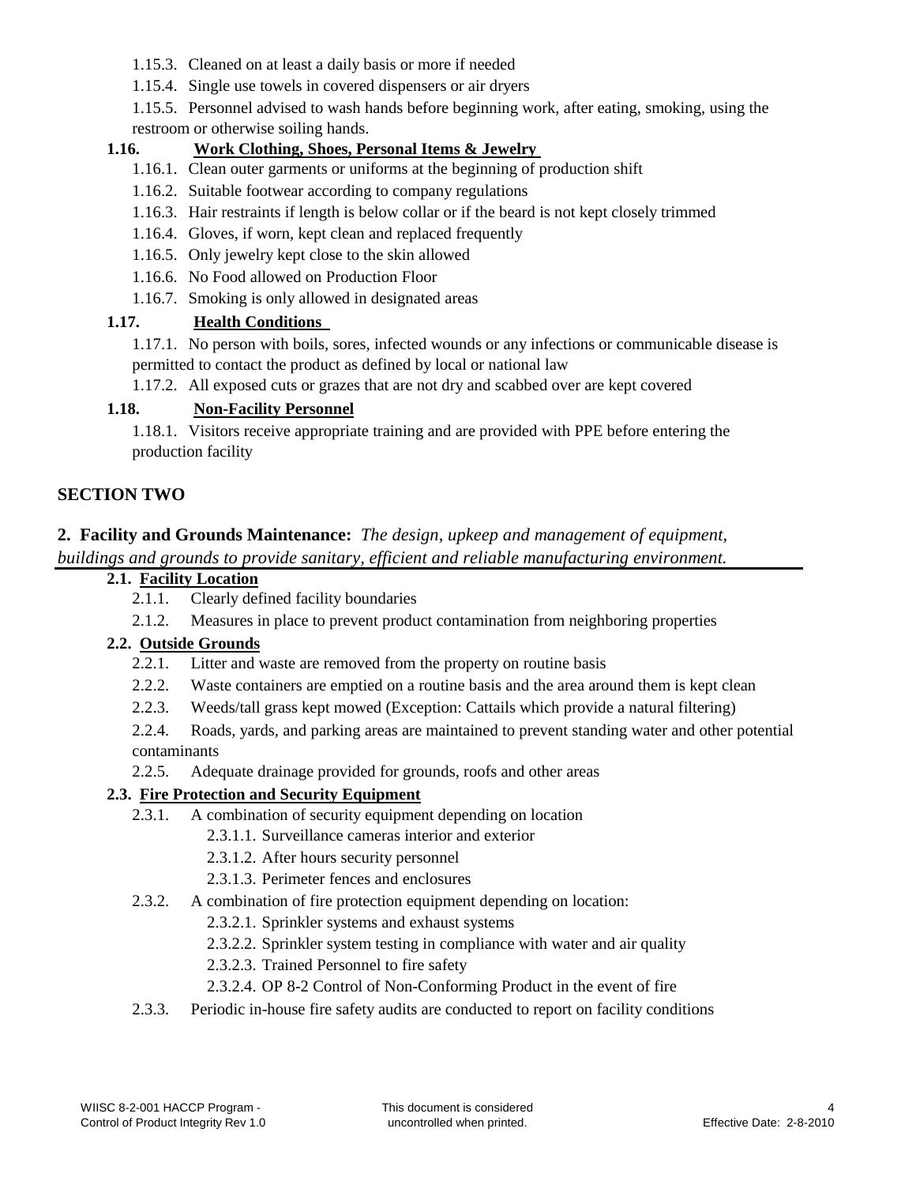1.15.3. Cleaned on at least a daily basis or more if needed

1.15.4. Single use towels in covered dispensers or air dryers

1.15.5. Personnel advised to wash hands before beginning work, after eating, smoking, using the restroom or otherwise soiling hands.

**1.16. Work Clothing, Shoes, Personal Items & Jewelry**

1.16.1. Clean outer garments or uniforms at the beginning of production shift

1.16.2. Suitable footwear according to company regulations

1.16.3. Hair restraints if length is below collar or if the beard is not kept closely trimmed

1.16.4. Gloves, if worn, kept clean and replaced frequently

1.16.5. Only jewelry kept close to the skin allowed

1.16.6. No Food allowed on Production Floor

1.16.7. Smoking is only allowed in designated areas

**1.17. Health Conditions**

1.17.1. No person with boils, sores, infected wounds or any infections or communicable disease is permitted to contact the product as defined by local or national law

1.17.2. All exposed cuts or grazes that are not dry and scabbed over are kept covered

**1.18. Non-Facility Personnel**

1.18.1. Visitors receive appropriate training and are provided with PPE before entering the production facility

## SECTION TWO

**2. Facility and Grounds Maintenance:** *The design, upkeep and management of equipment, buildings and grounds to provide sanitary, efficient and reliable manufacturing environment.*

**2.1. Facility Location**

2.1.1. Clearly defined facility boundaries

2.1.2. Measures in place to prevent product contamination from neighboring properties

**2.2. Outside Grounds**

2.2.1. Litter and waste are removed from the property on routine basis

2.2.2. Waste containers are emptied on a routine basis and the area around them is kept clean

2.2.3. Weeds/tall grass kept mowed (Exception: Cattails which provide a natural filtering)

2.2.4. Roads, yards, and parking areas are maintained to prevent standing water and other potential contaminants

2.2.5. Adequate drainage provided for grounds, roofs and other areas

**2.3. Fire Protection and Security Equipment**

2.3.1. A combination of security equipment depending on location

2.3.1.1. Surveillance cameras interior and exterior

2.3.1.2. After hours security personnel

2.3.1.3. Perimeter fences and enclosures

2.3.2. A combination of fire protection equipment depending on location:

2.3.2.1. Sprinkler systems and exhaust systems

2.3.2.2. Sprinkler system testing in compliance with water and air quality

2.3.2.3. Trained Personnel to fire safety

2.3.2.4. OP 8-2 Control of Non-Conforming Product in the event of fire

2.3.3. Periodic in-house fire safety audits are conducted to report on facility conditions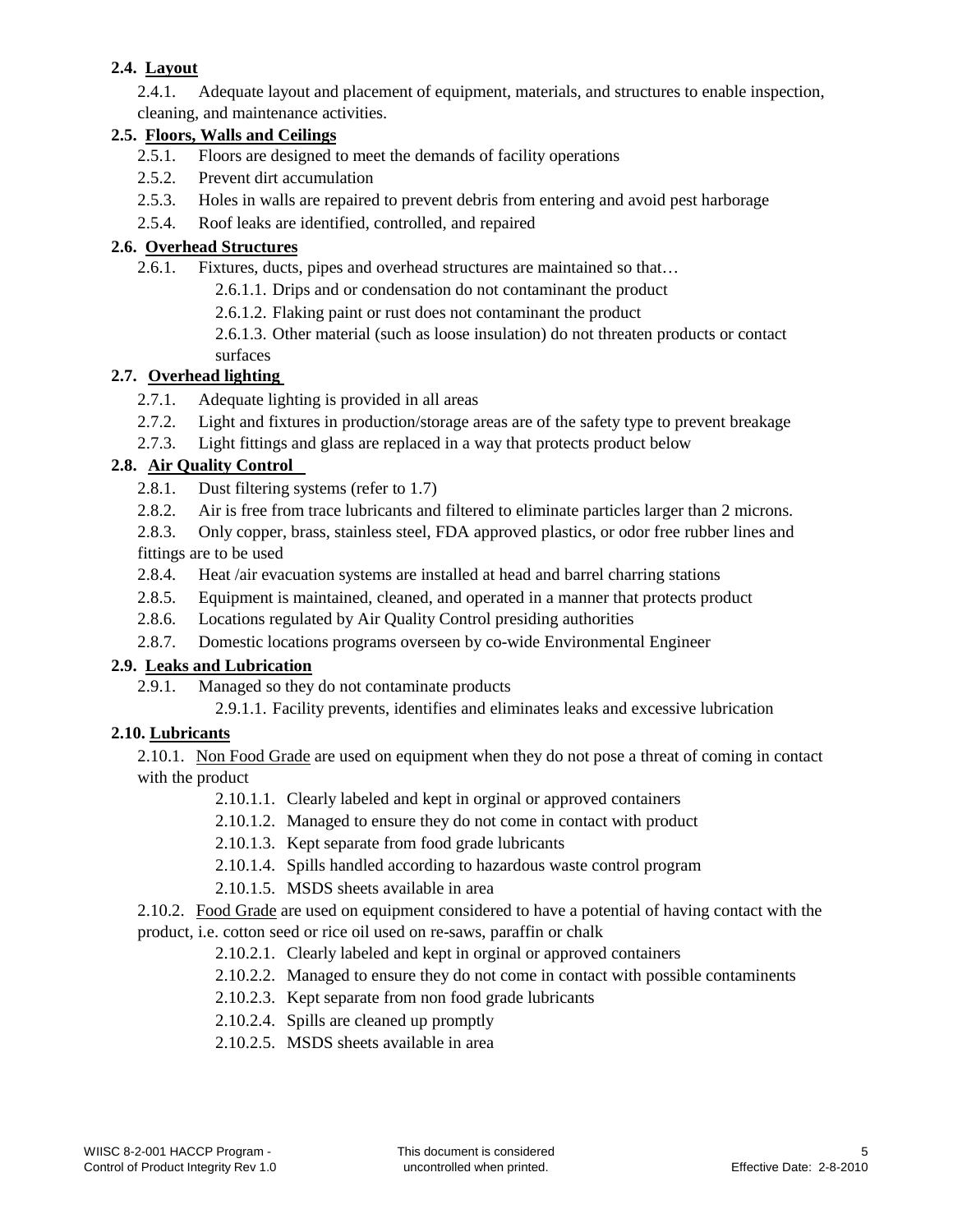**2.4. Layout**

2.4.1. Adequate layout and placement of equipment, materials, and structures to enable inspection, cleaning, and maintenance activities.

**2.5. Floors, Walls and Ceilings**

2.5.1. Floors are designed to meet the demands of facility operations

2.5.2. Prevent dirt accumulation

2.5.3. Holes in walls are repaired to prevent debris from entering and avoid pest harborage

2.5.4. Roof leaks are identified, controlled, and repaired

**2.6. Overhead Structures**

2.6.1. Fixtures, ducts, pipes and overhead structures are maintained so that…

2.6.1.1. Drips and or condensation do not contaminant the product

2.6.1.2. Flaking paint or rust does not contaminant the product

2.6.1.3. Other material (such as loose insulation) do not threaten products or contact surfaces

**2.7. Overhead lighting**

2.7.1. Adequate lighting is provided in all areas

2.7.2. Light and fixtures in production/storage areas are of the safety type to prevent breakage

2.7.3. Light fittings and glass are replaced in a way that protects product below

**2.8. Air Quality Control**

2.8.1. Dust filtering systems (refer to 1.7)

2.8.2. Air is free from trace lubricants and filtered to eliminate particles larger than 2 microns.

2.8.3. Only copper, brass, stainless steel, FDA approved plastics, or odor free rubber lines and fittings are to be used

2.8.4. Heat /air evacuation systems are installed at head and barrel charring stations

2.8.5. Equipment is maintained, cleaned, and operated in a manner that protects product

2.8.6. Locations regulated by Air Quality Control presiding authorities

2.8.7. Domestic locations programs overseen by co-wide Environmental Engineer

**2.9. Leaks and Lubrication**

2.9.1. Managed so they do not contaminate products

2.9.1.1. Facility prevents, identifies and eliminates leaks and excessive lubrication

**2.10. Lubricants**

2.10.1. Non Food Grade are used on equipment when they do not pose a threat of coming in contact with the product

2.10.1.1. Clearly labeled and kept in orginal or approved containers

2.10.1.2. Managed to ensure they do not come in contact with product

2.10.1.3. Kept separate from food grade lubricants

2.10.1.4. Spills handled according to hazardous waste control program

2.10.1.5. MSDS sheets available in area

2.10.2. Food Grade are used on equipment considered to have a potential of having contact with the product, i.e. cotton seed or rice oil used on re-saws, paraffin or chalk

2.10.2.1. Clearly labeled and kept in orginal or approved containers

2.10.2.2. Managed to ensure they do not come in contact with possible contaminents

2.10.2.3. Kept separate from non food grade lubricants

2.10.2.4. Spills are cleaned up promptly

2.10.2.5. MSDS sheets available in area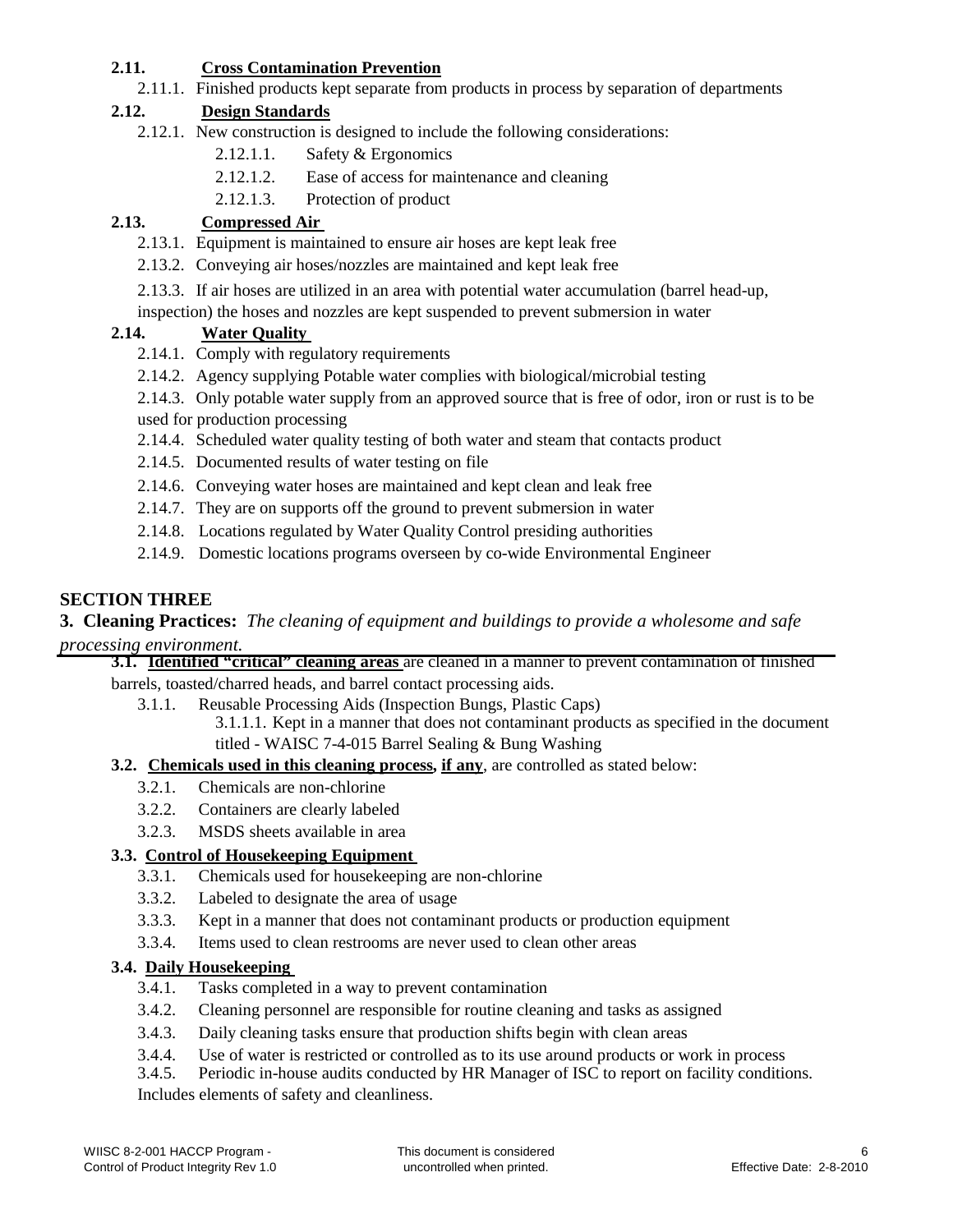**2.11. Cross Contamination Prevention**

2.11.1. Finished products kept separate from products in process by separation of departments

**2.12. Design Standards**

2.12.1. New construction is designed to include the following considerations:

- 2.12.1.1. Safety & Ergonomics
- 2.12.1.2. Ease of access for maintenance and cleaning
- 2.12.1.3. Protection of product

**2.13. Compressed Air**

2.13.1. Equipment is maintained to ensure air hoses are kept leak free

2.13.2. Conveying air hoses/nozzles are maintained and kept leak free

2.13.3. If air hoses are utilized in an area with potential water accumulation (barrel head-up, inspection) the hoses and nozzles are kept suspended to prevent submersion in water

**2.14. Water Quality**

2.14.1. Comply with regulatory requirements

2.14.2. Agency supplying Potable water complies with biological/microbial testing

2.14.3. Only potable water supply from an approved source that is free of odor, iron or rust is to be used for production processing

2.14.4. Scheduled water quality testing of both water and steam that contacts product

2.14.5. Documented results of water testing on file

2.14.6. Conveying water hoses are maintained and kept clean and leak free

2.14.7. They are on supports off the ground to prevent submersion in water

2.14.8. Locations regulated by Water Quality Control presiding authorities

2.14.9. Domestic locations programs overseen by co-wide Environmental Engineer

## SECTION THREE

**3. Cleaning Practices:** *The cleaning of equipment and buildings to provide a wholesome and safe processing environment.*

**3.1. Identified "critical" cleaning areas** are cleaned in a manner to prevent contamination of finished barrels, toasted/charred heads, and barrel contact processing aids.

3.1.1. Reusable Processing Aids (Inspection Bungs, Plastic Caps)

3.1.1.1. Kept in a manner that does not contaminant products as specified in the document titled - WAISC 7-4-015 Barrel Sealing & Bung Washing

**3.2. Chemicals used in this cleaning process, if any**, are controlled as stated below:

3.2.1. Chemicals are non-chlorine

3.2.2. Containers are clearly labeled

3.2.3. MSDS sheets available in area

**3.3. Control of Housekeeping Equipment**

3.3.1. Chemicals used for housekeeping are non-chlorine

3.3.2. Labeled to designate the area of usage

3.3.3. Kept in a manner that does not contaminant products or production equipment

3.3.4. Items used to clean restrooms are never used to clean other areas

**3.4. Daily Housekeeping**

3.4.1. Tasks completed in a way to prevent contamination

3.4.2. Cleaning personnel are responsible for routine cleaning and tasks as assigned

3.4.3. Daily cleaning tasks ensure that production shifts begin with clean areas

3.4.4. Use of water is restricted or controlled as to its use around products or work in process

3.4.5. Periodic in-house audits conducted by HR Manager of ISC to report on facility conditions. Includes elements of safety and cleanliness.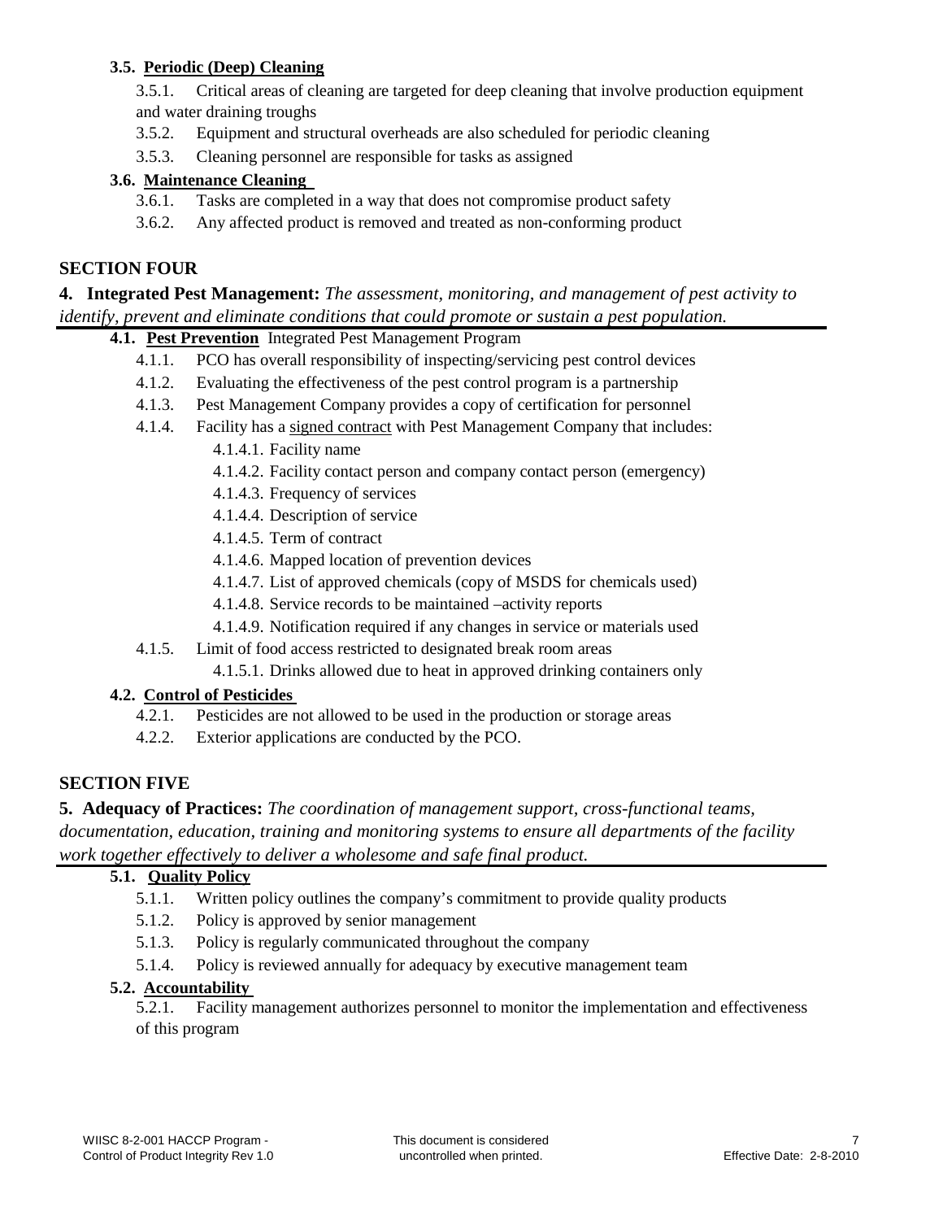### 3.5. Periodic (Deep) Cleaning

3.5.1. Critical areas of cleaning are targeted for deep cleaning that involve production equipment and water draining troughs

3.5.2. Equipment and structural overheads are also scheduled for periodic cleaning

3.5.3. Cleaning personnel are responsible for tasks as assigned

### 3.6. Maintenance Cleaning

3.6.1. Tasks are completed in a way that does not compromise product safety

3.6.2. Any affected product is removed and treated as non-conforming product

## SECTION FOUR

**4. Integrated Pest Management:** *The assessment, monitoring, and management of pest activity to identify, prevent and eliminate conditions that could promote or sustain a pest population.*

### 4.1. Pest Prevention Integrated Pest Management Program

4.1.1. PCO has overall responsibility of inspecting/servicing pest control devices

4.1.2. Evaluating the effectiveness of the pest control program is a partnership

4.1.3. Pest Management Company provides a copy of certification for personnel

4.1.4. Facility has a signed contract with Pest Management Company that includes:

- 4.1.4.1. Facility name
- 4.1.4.2. Facility contact person and company contact person (emergency)
- 4.1.4.3. Frequency of services
- 4.1.4.4. Description of service
- 4.1.4.5. Term of contract
- 4.1.4.6. Mapped location of prevention devices
- 4.1.4.7. List of approved chemicals (copy of MSDS for chemicals used)
- 4.1.4.8. Service records to be maintained –activity reports
- 4.1.4.9. Notification required if any changes in service or materials used

4.1.5. Limit of food access restricted to designated break room areas

- 4.1.5.1. Drinks allowed due to heat in approved drinking containers only

### 4.2. Control of Pesticides

4.2.1. Pesticides are not allowed to be used in the production or storage areas

4.2.2. Exterior applications are conducted by the PCO.

## SECTION FIVE

**5. Adequacy of Practices:** *The coordination of management support, cross-functional teams, documentation, education, training and monitoring systems to ensure all departments of the facility work together effectively to deliver a wholesome and safe final product.*

### 5.1. Quality Policy

5.1.1. Written policy outlines the company's commitment to provide quality products

5.1.2. Policy is approved by senior management

5.1.3. Policy is regularly communicated throughout the company

5.1.4. Policy is reviewed annually for adequacy by executive management team

### 5.2. Accountability

5.2.1. Facility management authorizes personnel to monitor the implementation and effectiveness of this program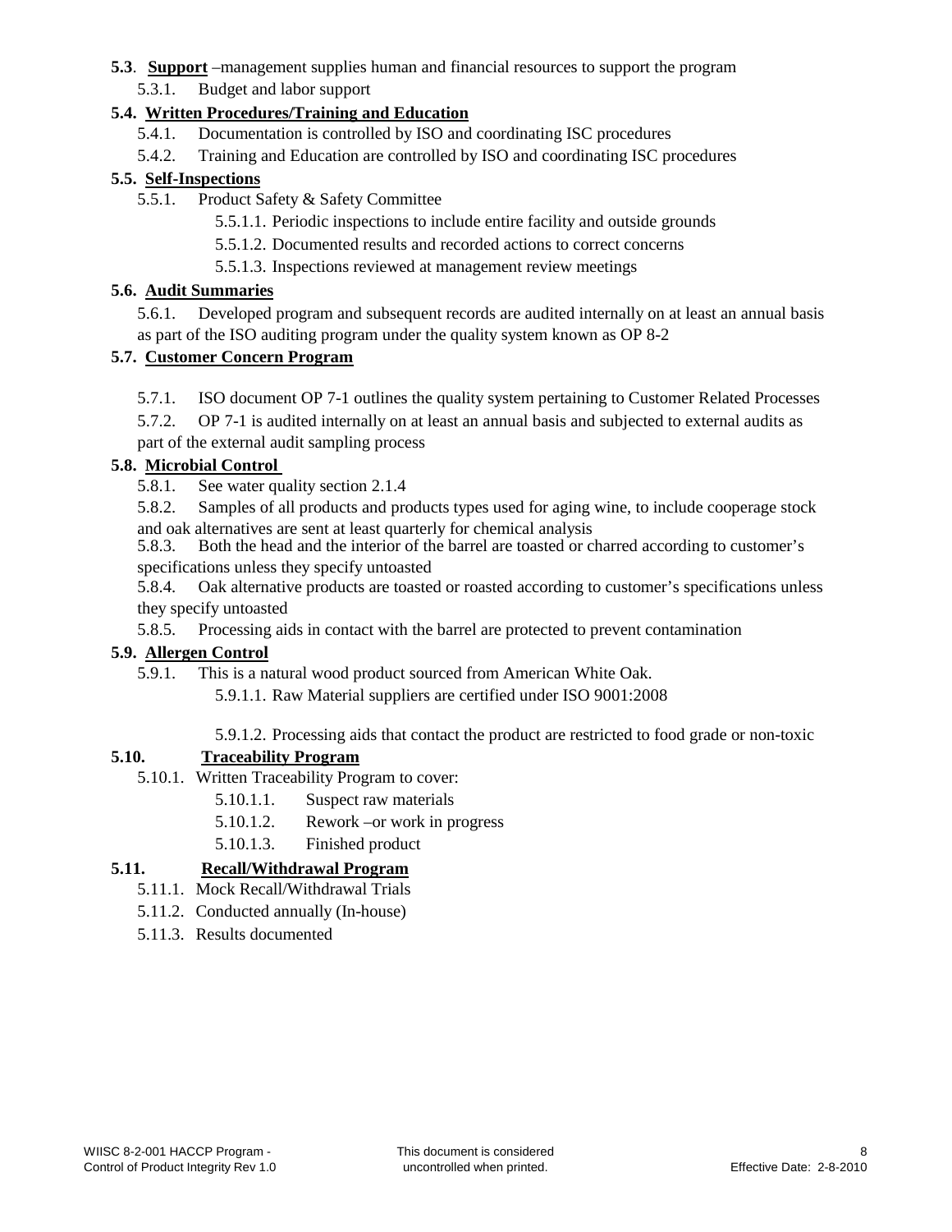**5.3**. **Support** –management supplies human and financial resources to support the program

5.3.1. Budget and labor support

**5.4. Written Procedures/Training and Education**

5.4.1. Documentation is controlled by ISO and coordinating ISC procedures

5.4.2. Training and Education are controlled by ISO and coordinating ISC procedures

**5.5. Self-Inspections**

5.5.1. Product Safety & Safety Committee

5.5.1.1. Periodic inspections to include entire facility and outside grounds

5.5.1.2. Documented results and recorded actions to correct concerns

5.5.1.3. Inspections reviewed at management review meetings

**5.6. Audit Summaries**

5.6.1. Developed program and subsequent records are audited internally on at least an annual basis as part of the ISO auditing program under the quality system known as OP 8-2

**5.7. Customer Concern Program**

5.7.1. ISO document OP 7-1 outlines the quality system pertaining to Customer Related Processes

5.7.2. OP 7-1 is audited internally on at least an annual basis and subjected to external audits as part of the external audit sampling process

**5.8. Microbial Control**

5.8.1. See water quality section 2.1.4

5.8.2. Samples of all products and products types used for aging wine, to include cooperage stock and oak alternatives are sent at least quarterly for chemical analysis

5.8.3. Both the head and the interior of the barrel are toasted or charred according to customer's specifications unless they specify untoasted

5.8.4. Oak alternative products are toasted or roasted according to customer's specifications unless they specify untoasted

5.8.5. Processing aids in contact with the barrel are protected to prevent contamination

**5.9. Allergen Control**

5.9.1. This is a natural wood product sourced from American White Oak.

5.9.1.1. Raw Material suppliers are certified under ISO 9001:2008

5.9.1.2. Processing aids that contact the product are restricted to food grade or non-toxic

**5.10. Traceability Program**

5.10.1. Written Traceability Program to cover:

5.10.1.1. Suspect raw materials

5.10.1.2. Rework –or work in progress

5.10.1.3. Finished product

**5.11. Recall/Withdrawal Program**

5.11.1. Mock Recall/Withdrawal Trials

5.11.2. Conducted annually (In-house)

5.11.3. Results documented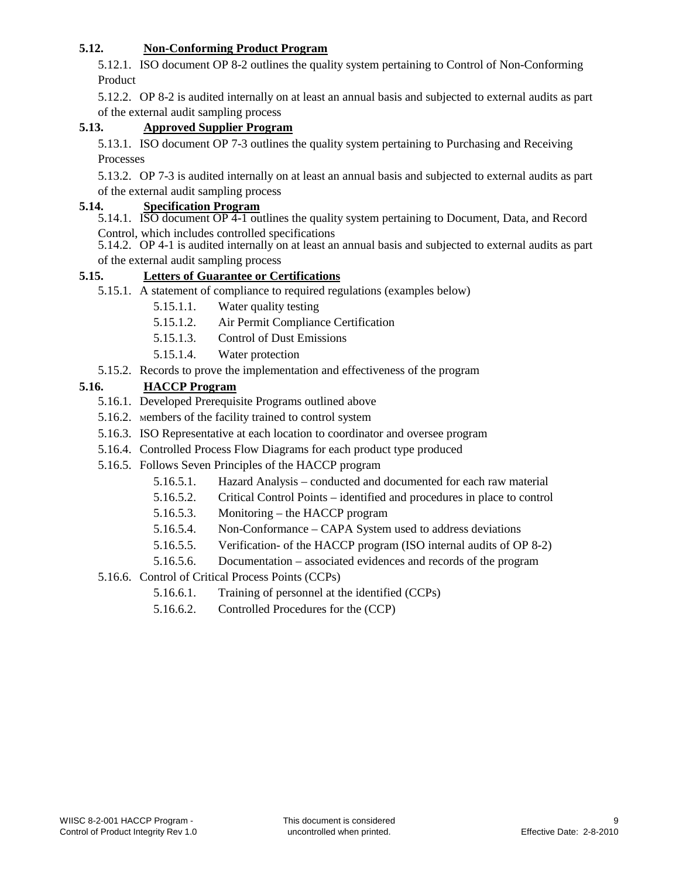### 5.12. Non-Conforming Product Program

5.12.1. ISO document OP 8-2 outlines the quality system pertaining to Control of Non-Conforming Product

5.12.2. OP 8-2 is audited internally on at least an annual basis and subjected to external audits as part of the external audit sampling process

### 5.13. Approved Supplier Program

5.13.1. ISO document OP 7-3 outlines the quality system pertaining to Purchasing and Receiving Processes

5.13.2. OP 7-3 is audited internally on at least an annual basis and subjected to external audits as part of the external audit sampling process

### 5.14. Specification Program

5.14.1. ISO document OP 4-1 outlines the quality system pertaining to Document, Data, and Record Control, which includes controlled specifications

5.14.2. OP 4-1 is audited internally on at least an annual basis and subjected to external audits as part of the external audit sampling process

### 5.15. Letters of Guarantee or Certifications

5.15.1. A statement of compliance to required regulations (examples below)

- 5.15.1.1. Water quality testing
- 5.15.1.2. Air Permit Compliance Certification
- 5.15.1.3. Control of Dust Emissions
- 5.15.1.4. Water protection

5.15.2. Records to prove the implementation and effectiveness of the program

### 5.16. HACCP Program

5.16.1. Developed Prerequisite Programs outlined above

5.16.2. Members of the facility trained to control system

5.16.3. ISO Representative at each location to coordinator and oversee program

5.16.4. Controlled Process Flow Diagrams for each product type produced

5.16.5. Follows Seven Principles of the HACCP program

- 5.16.5.1. Hazard Analysis – conducted and documented for each raw material
- 5.16.5.2. Critical Control Points – identified and procedures in place to control
- 5.16.5.3. Monitoring – the HACCP program
- 5.16.5.4. Non-Conformance – CAPA System used to address deviations
- 5.16.5.5. Verification- of the HACCP program (ISO internal audits of OP 8-2)
- 5.16.5.6. Documentation – associated evidences and records of the program

5.16.6. Control of Critical Process Points (CCPs)

- 5.16.6.1. Training of personnel at the identified (CCPs)
- 5.16.6.2. Controlled Procedures for the (CCP)